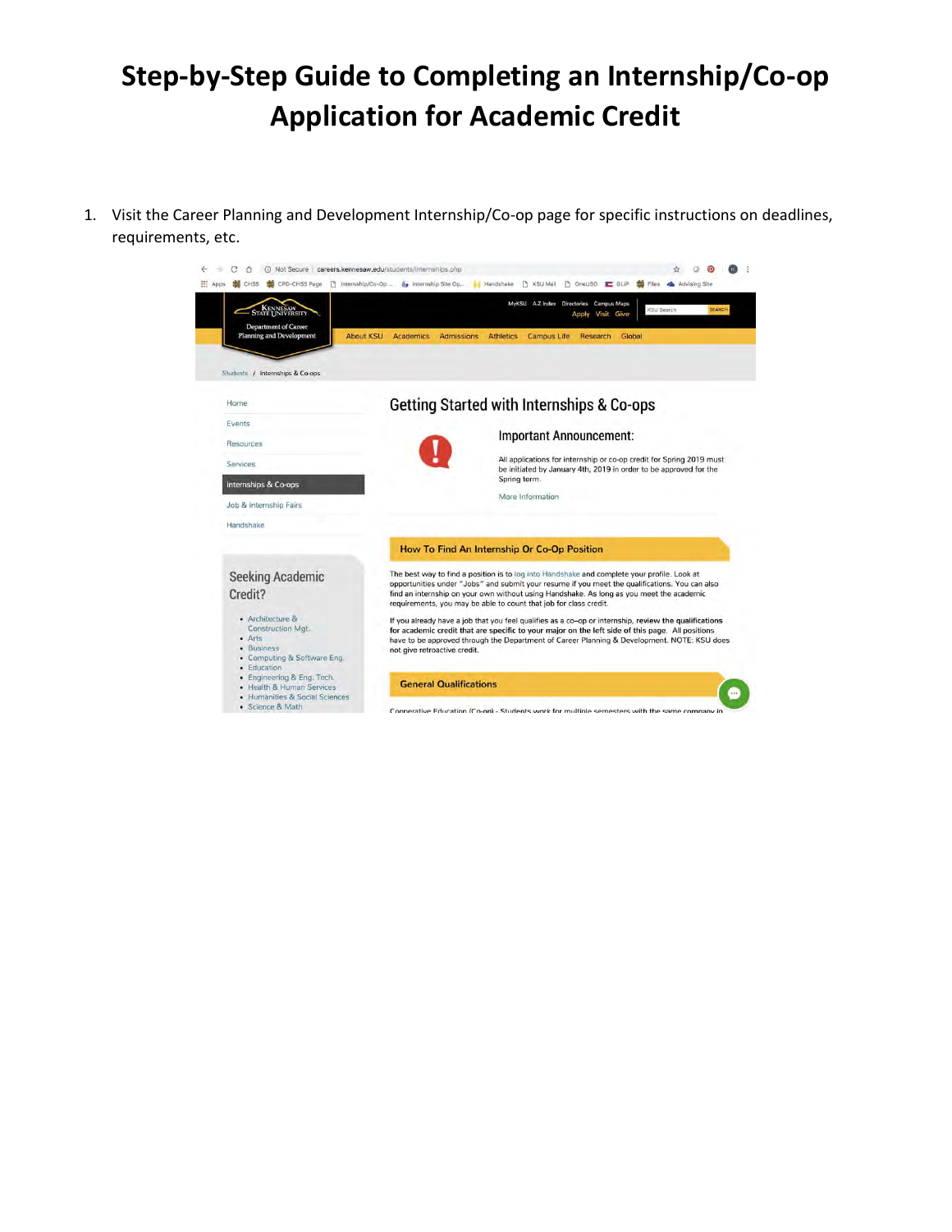# Step-by-Step Guide to Completing an Internship/Co-op Application for Academic Credit

1. Visit the Career Planning and Development Internship/Co-op page for specific instructions on deadlines, requirements, etc.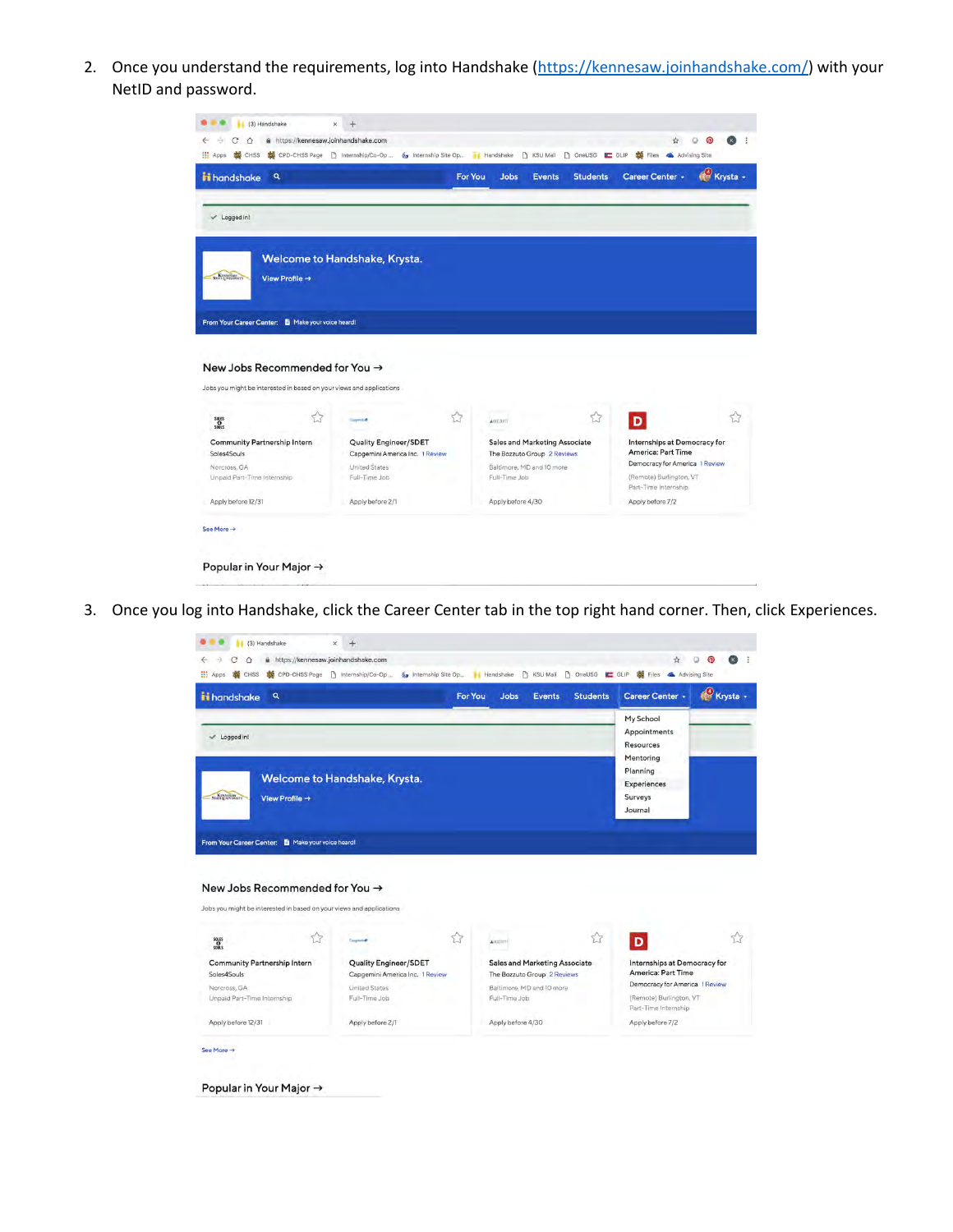2. Once you understand the requirements, log into Handshake (https://kennesaw.joinhandshake.com/) with your NetID and password.

3. Once you log into Handshake, click the Career Center tab in the top right hand corner. Then, click Experiences.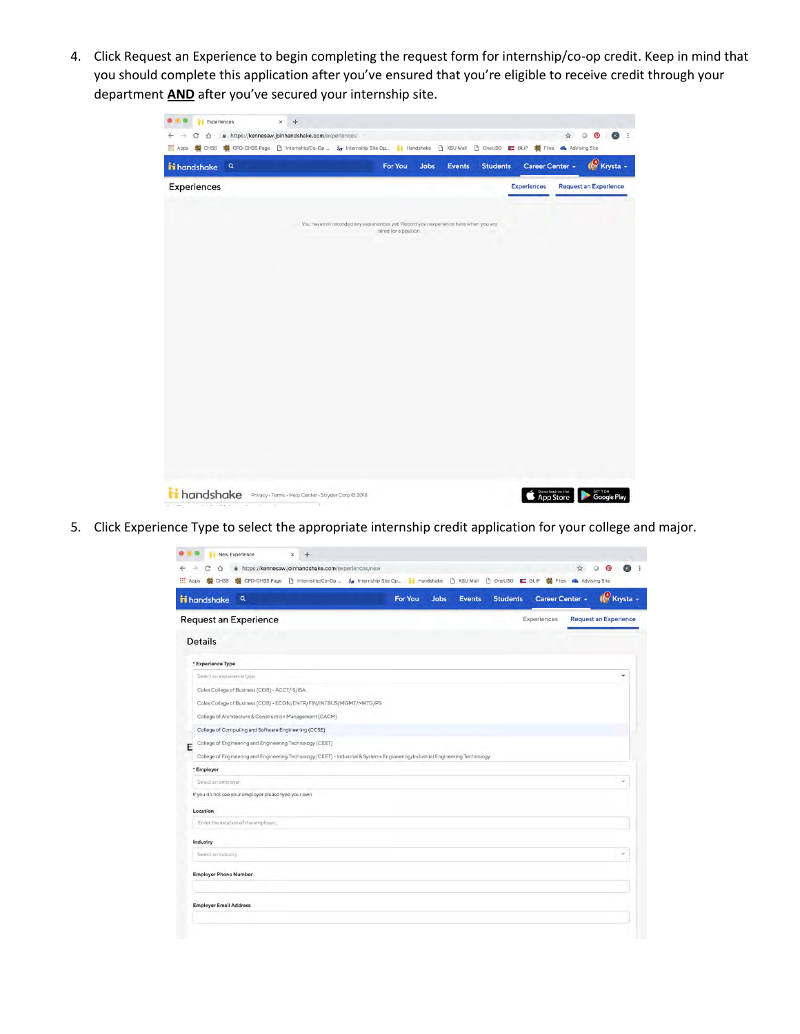4. Click Request an Experience to begin completing the request form for internship/co-op credit. Keep in mind that you should complete this application after you've ensured that you're eligible to receive credit through your department **AND** after you've secured your internship site.

5. Click Experience Type to select the appropriate internship credit application for your college and major.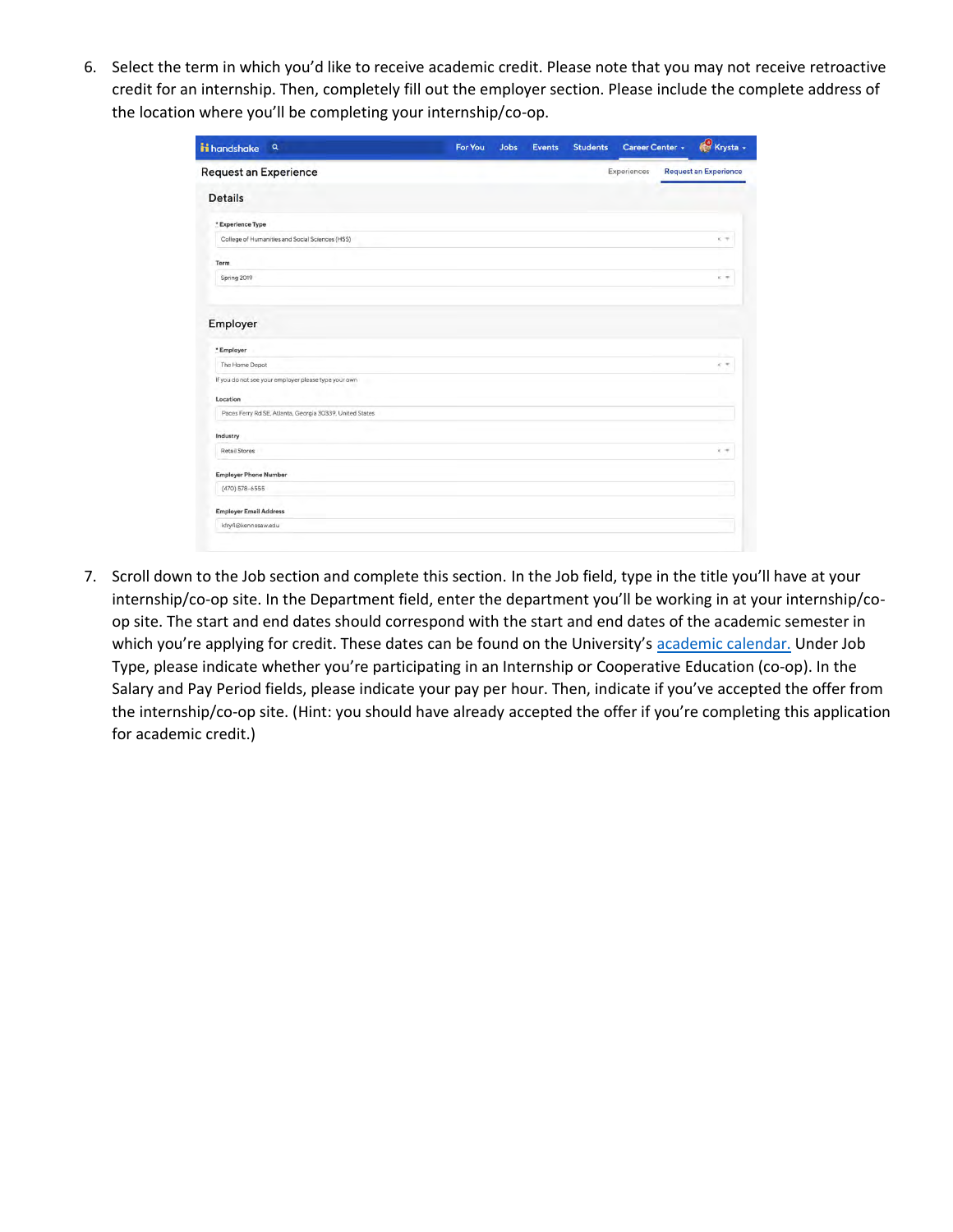6. Select the term in which you'd like to receive academic credit. Please note that you may not receive retroactive credit for an internship. Then, completely fill out the employer section. Please include the complete address of the location where you'll be completing your internship/co-op.

7. Scroll down to the Job section and complete this section. In the Job field, type in the title you'll have at your internship/co-op site. In the Department field, enter the department you'll be working in at your internship/co-op site. The start and end dates should correspond with the start and end dates of the academic semester in which you're applying for credit. These dates can be found on the University's academic calendar. Under Job Type, please indicate whether you're participating in an Internship or Cooperative Education (co-op). In the Salary and Pay Period fields, please indicate your pay per hour. Then, indicate if you've accepted the offer from the internship/co-op site. (Hint: you should have already accepted the offer if you're completing this application for academic credit.)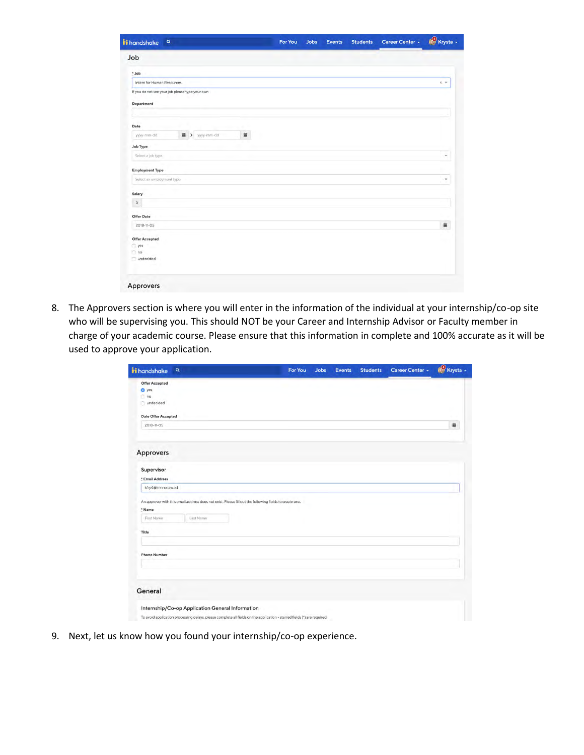8. The Approvers section is where you will enter in the information of the individual at your internship/co-op site who will be supervising you. This should NOT be your Career and Internship Advisor or Faculty member in charge of your academic course. Please ensure that this information in complete and 100% accurate as it will be used to approve your application.

9. Next, let us know how you found your internship/co-op experience.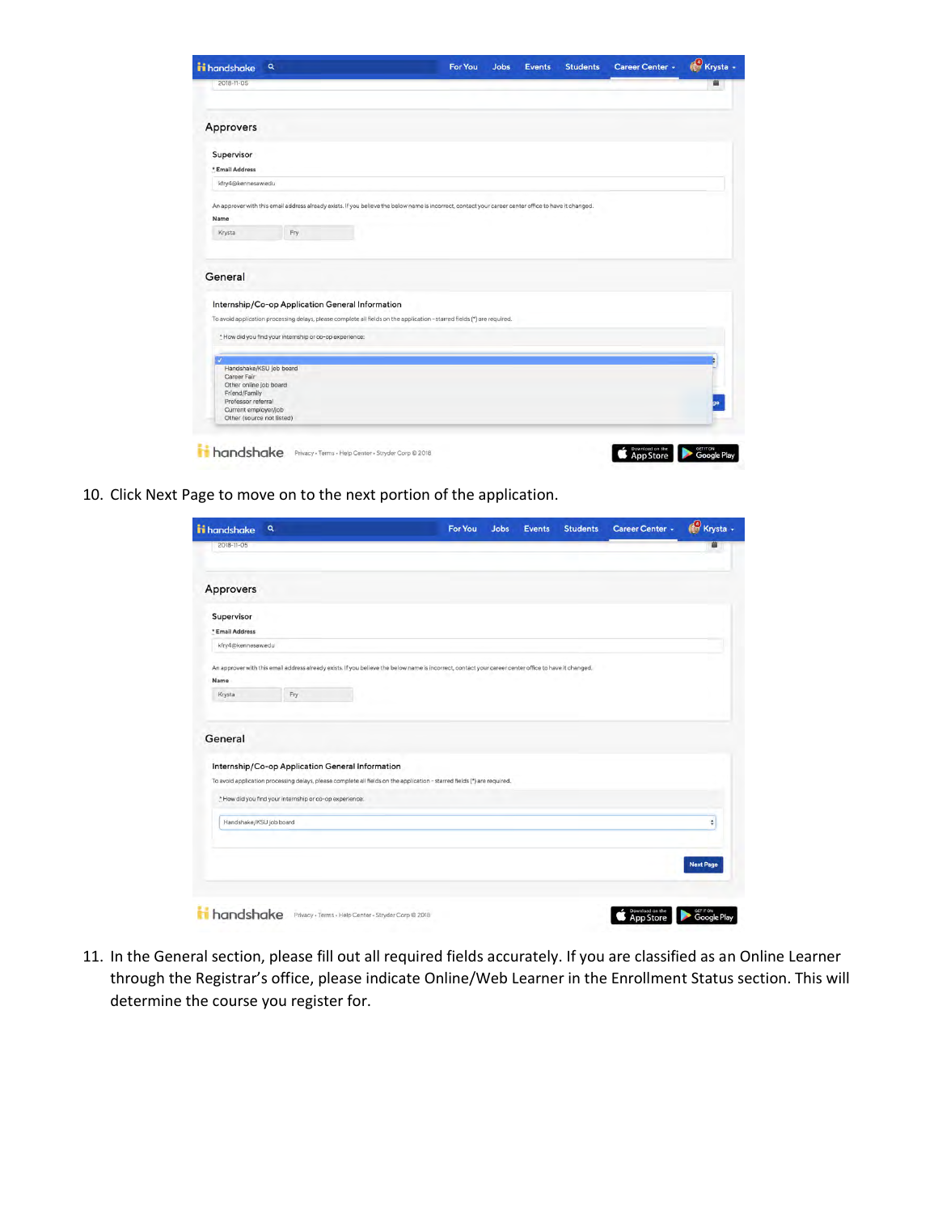10. Click Next Page to move on to the next portion of the application.

11. In the General section, please fill out all required fields accurately. If you are classified as an Online Learner through the Registrar's office, please indicate Online/Web Learner in the Enrollment Status section. This will determine the course you register for.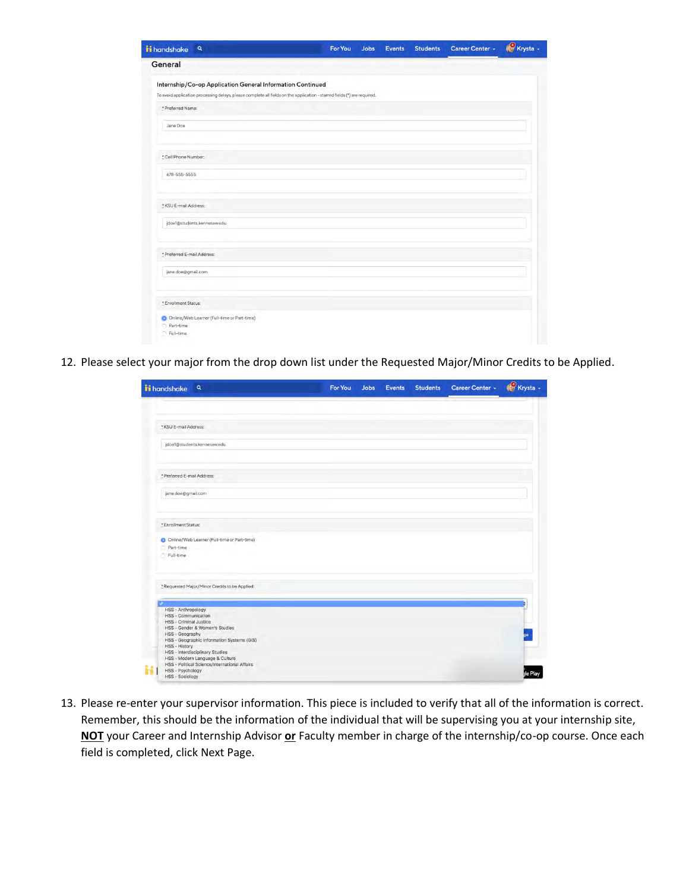12. Please select your major from the drop down list under the Requested Major/Minor Credits to be Applied.

13. Please re-enter your supervisor information. This piece is included to verify that all of the information is correct. Remember, this should be the information of the individual that will be supervising you at your internship site, **NOT** your Career and Internship Advisor **or** Faculty member in charge of the internship/co-op course. Once each field is completed, click Next Page.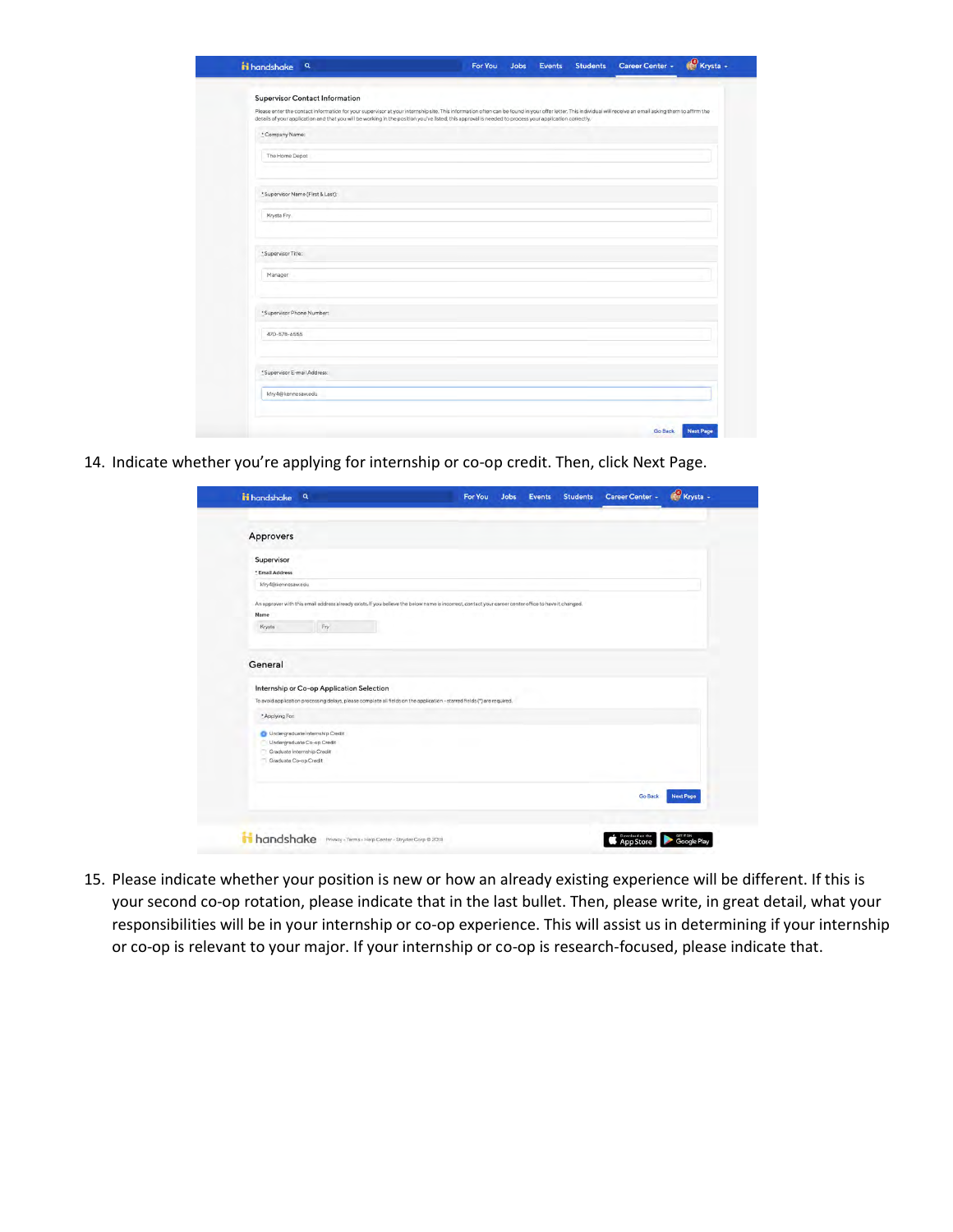14. Indicate whether you're applying for internship or co-op credit. Then, click Next Page.

15. Please indicate whether your position is new or how an already existing experience will be different. If this is your second co-op rotation, please indicate that in the last bullet. Then, please write, in great detail, what your responsibilities will be in your internship or co-op experience. This will assist us in determining if your internship or co-op is relevant to your major. If your internship or co-op is research-focused, please indicate that.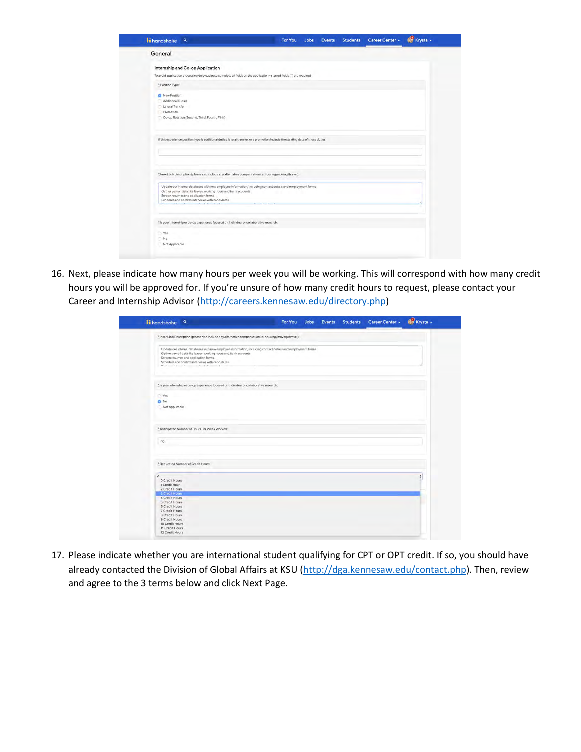16. Next, please indicate how many hours per week you will be working. This will correspond with how many credit hours you will be approved for. If you're unsure of how many credit hours to request, please contact your Career and Internship Advisor (http://careers.kennesaw.edu/directory.php)

17. Please indicate whether you are international student qualifying for CPT or OPT credit. If so, you should have already contacted the Division of Global Affairs at KSU (http://dga.kennesaw.edu/contact.php). Then, review and agree to the 3 terms below and click Next Page.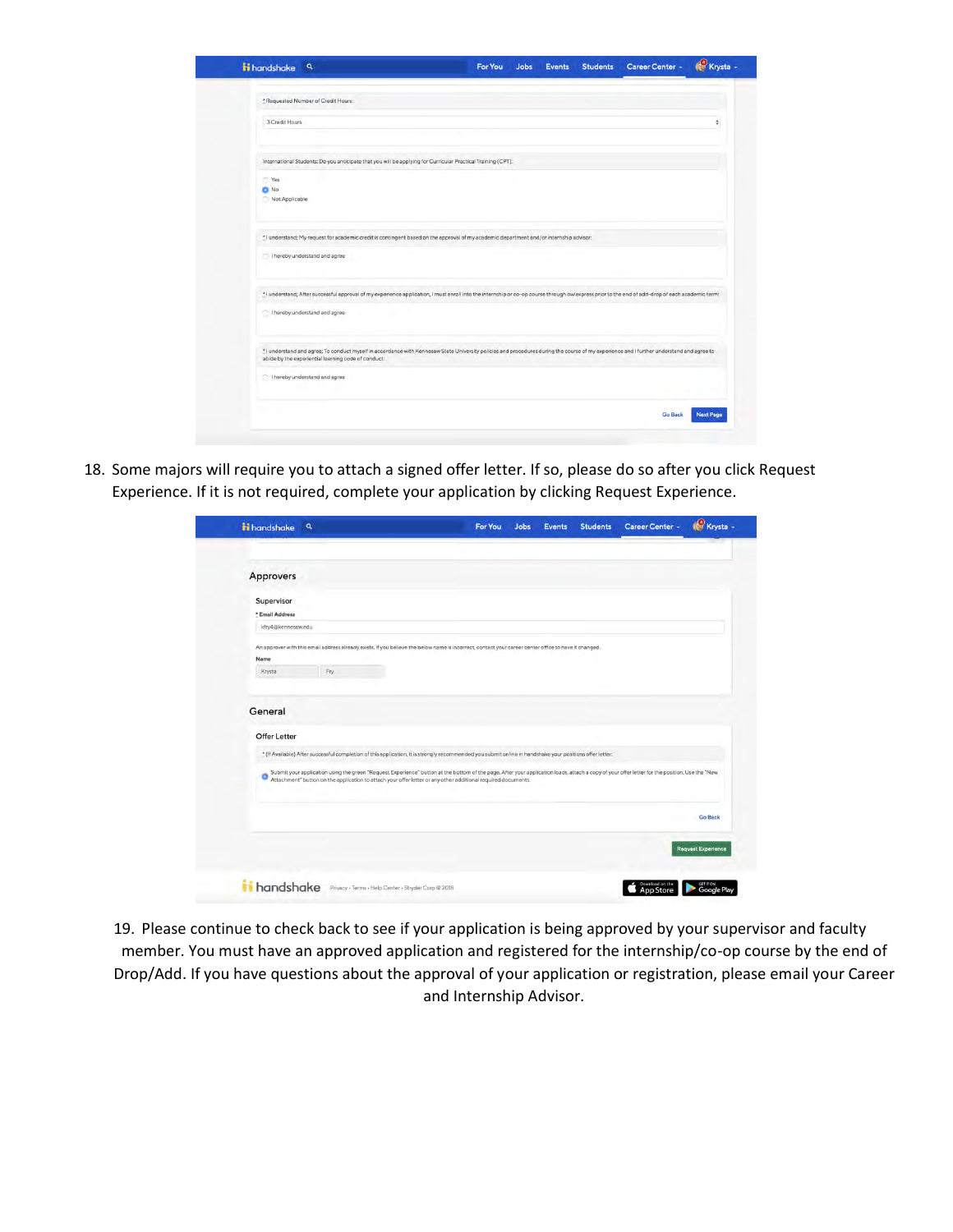18. Some majors will require you to attach a signed offer letter. If so, please do so after you click Request Experience. If it is not required, complete your application by clicking Request Experience.

19. Please continue to check back to see if your application is being approved by your supervisor and faculty member. You must have an approved application and registered for the internship/co-op course by the end of Drop/Add. If you have questions about the approval of your application or registration, please email your Career and Internship Advisor.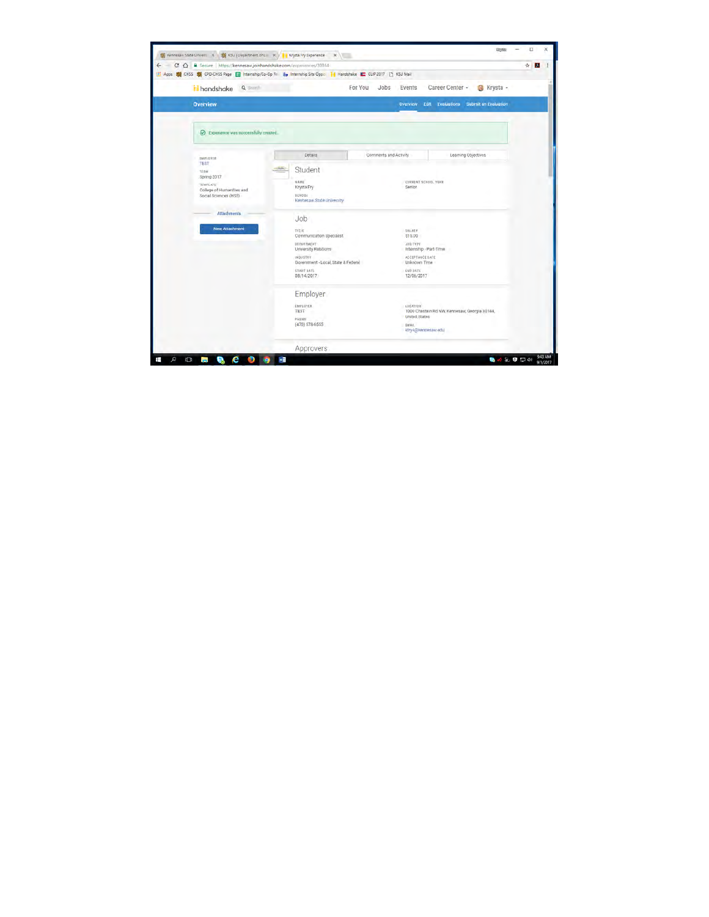handshake

For You | Jobs | Events | Career Center | Krysta

## Overview

Overview | Edit | Evaluations | Submit an Evaluation

Experience was successfully created.

EMPLOYER
TEST

TERM
Spring 2017

TEMPLATE
College of Humanities and Social Sciences (HSS)

Attachments

New Attachment

Details | Comments and Activity | Learning Objectives

### Student

NAME
Krysta Fry

CURRENT SCHOOL YEAR
Senior

SCHOOL
Kennesaw State University

### Job

TITLE
Communication Specialist

SALARY
$15.00

DEPARTMENT
University Relations

JOB TYPE
Internship - Part-Time

INDUSTRY
Government - Local, State & Federal

ACCEPTANCE DATE
Unknown Time

START DATE
08/14/2017

END DATE
12/06/2017

### Employer

EMPLOYER
TEST

LOCATION
1000 Chastain Rd NW, Kennesaw, Georgia 30144, United States

PHONE
(470) 578-6555

EMAIL
kfry4@kennesaw.edu

### Approvers